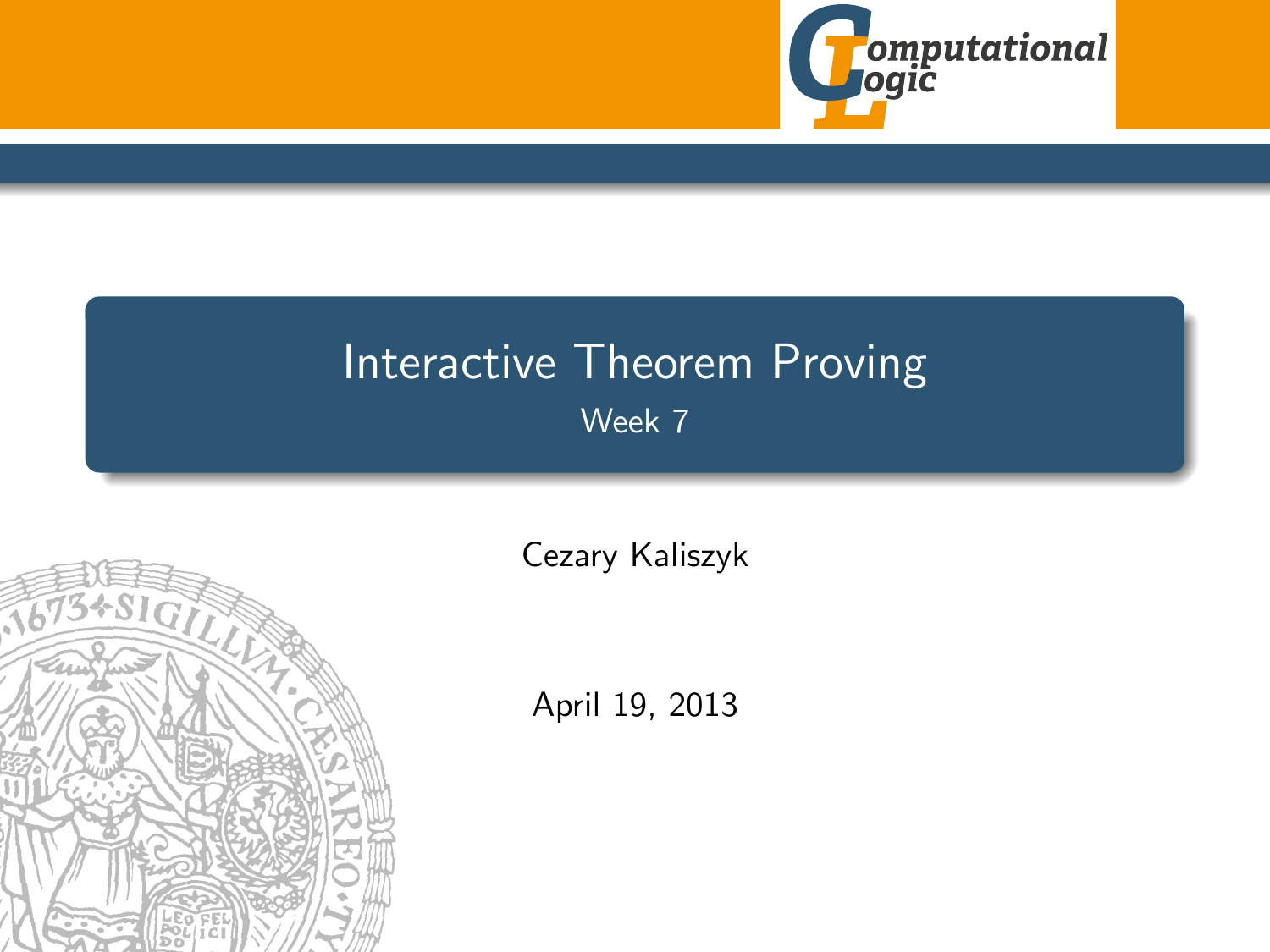# Interactive Theorem Proving

Week 7

Cezary Kaliszyk

April 19, 2013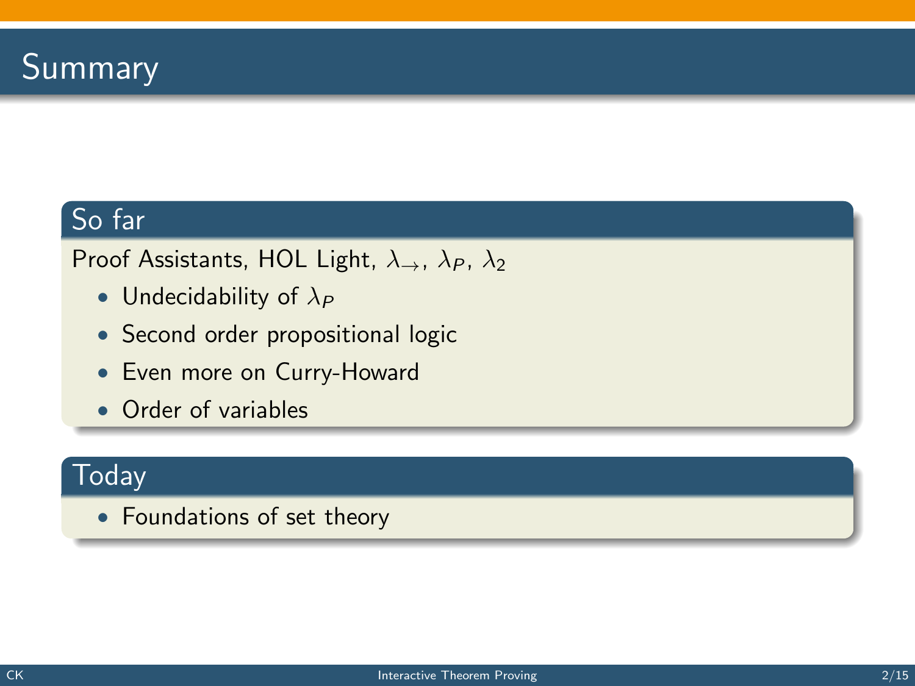# Summary

## So far

Proof Assistants, HOL Light, $\lambda_{\rightarrow}$, $\lambda_P$, $\lambda_2$

- Undecidability of $\lambda_P$
- Second order propositional logic
- Even more on Curry-Howard
- Order of variables

## Today

- Foundations of set theory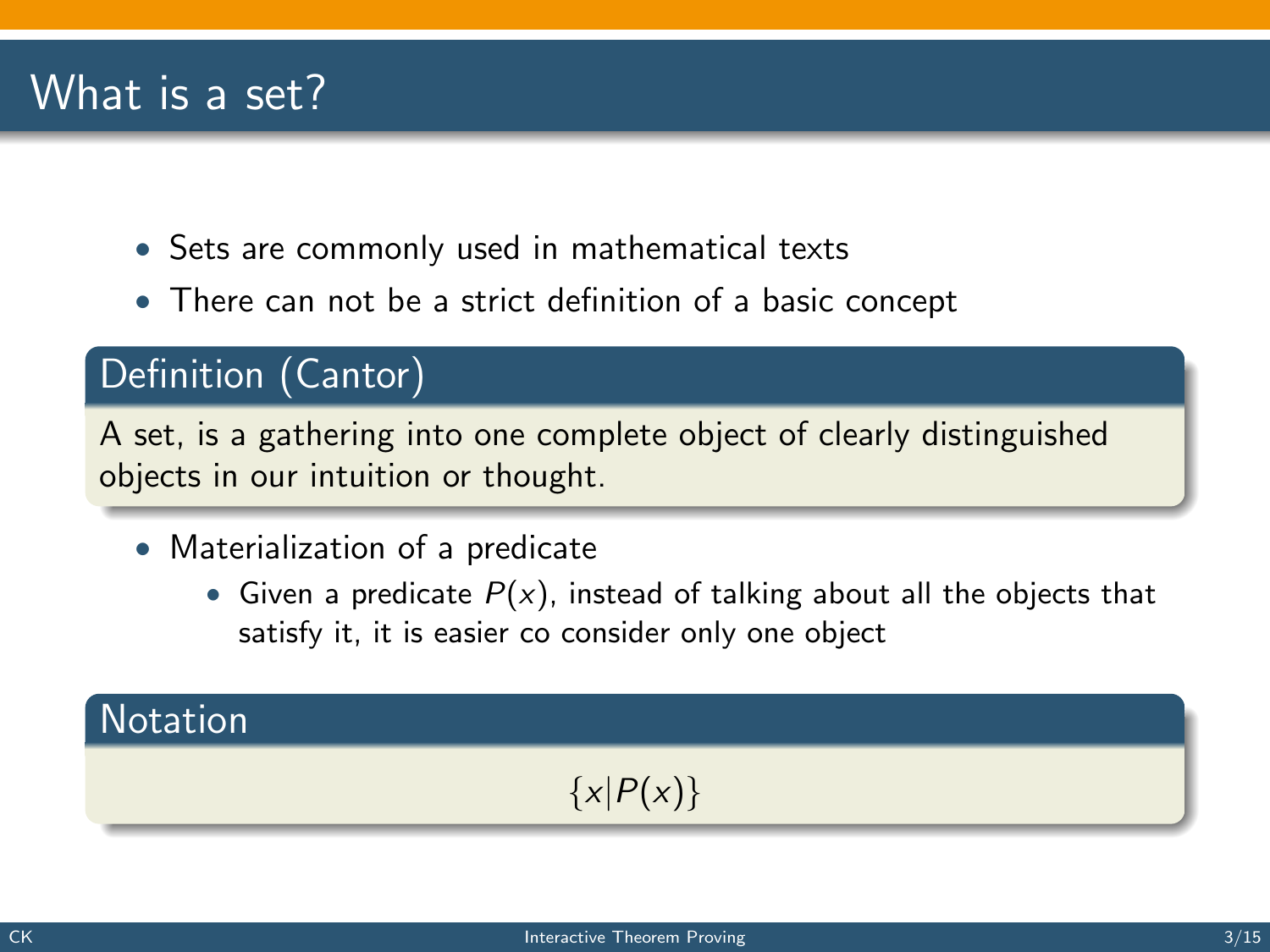# What is a set?

- Sets are commonly used in mathematical texts
- There can not be a strict definition of a basic concept

**Definition (Cantor)**

A set, is a gathering into one complete object of clearly distinguished objects in our intuition or thought.

- Materialization of a predicate
  - Given a predicate $P(x)$, instead of talking about all the objects that satisfy it, it is easier co consider only one object

**Notation**

$$\{x | P(x)\}$$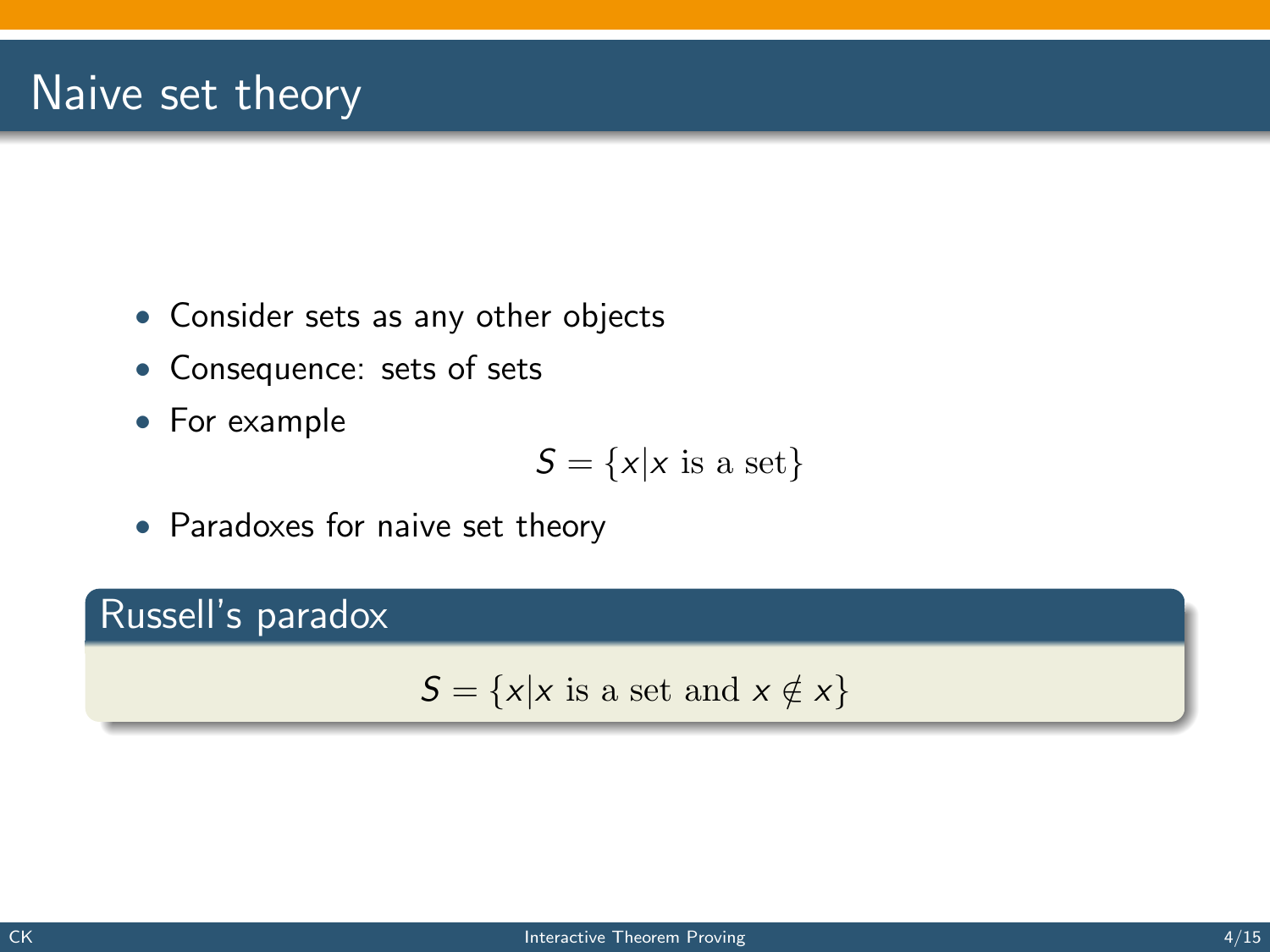# Naive set theory

- Consider sets as any other objects
- Consequence: sets of sets
- For example

$$S = \{x | x \text{ is a set}\}$$

- Paradoxes for naive set theory

**Russell's paradox**

$$S = \{x | x \text{ is a set and } x \notin x\}$$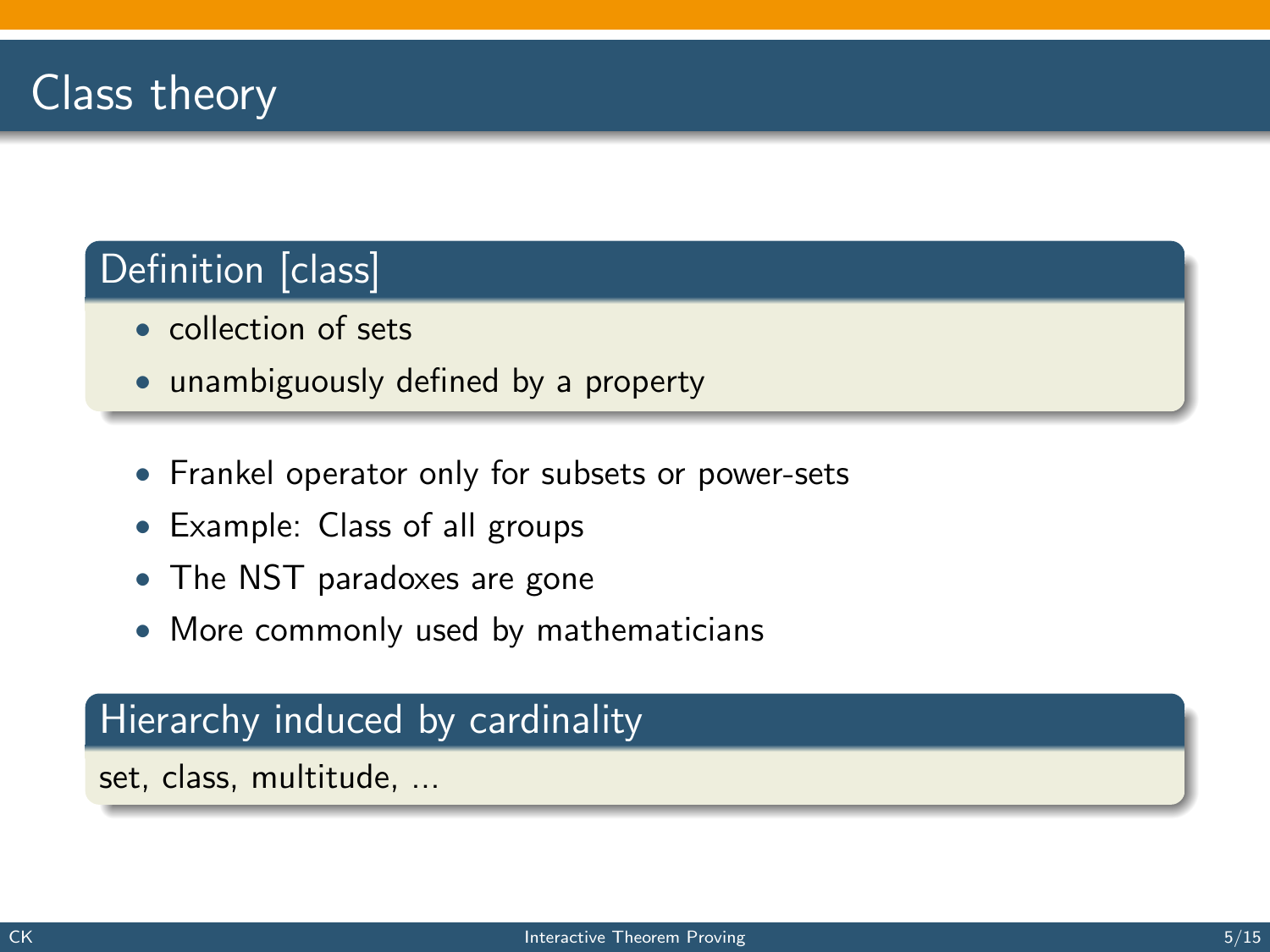# Class theory

### Definition [class]

- collection of sets
- unambiguously defined by a property

- Frankel operator only for subsets or power-sets
- Example: Class of all groups
- The NST paradoxes are gone
- More commonly used by mathematicians

### Hierarchy induced by cardinality

set, class, multitude, ...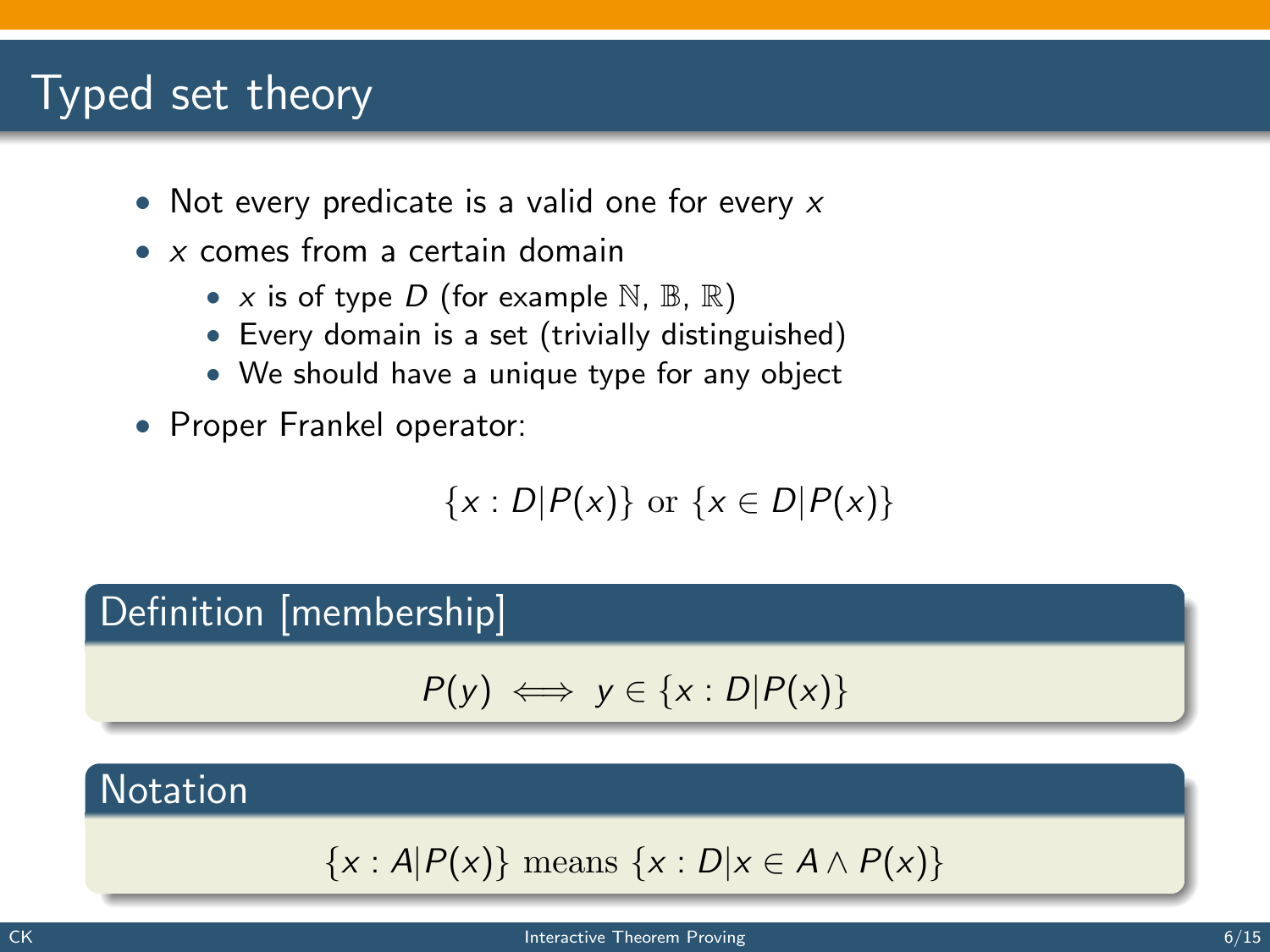# Typed set theory

- Not every predicate is a valid one for every $x$
- $x$ comes from a certain domain
  - $x$ is of type $D$ (for example $\mathbb{N}$, $\mathbb{B}$, $\mathbb{R}$)
  - Every domain is a set (trivially distinguished)
  - We should have a unique type for any object
- Proper Frankel operator:

$$\{x : D | P(x)\} \text{ or } \{x \in D | P(x)\}$$

**Definition [membership]**

$$P(y) \iff y \in \{x : D | P(x)\}$$

**Notation**

$$\{x : A | P(x)\} \text{ means } \{x : D | x \in A \land P(x)\}$$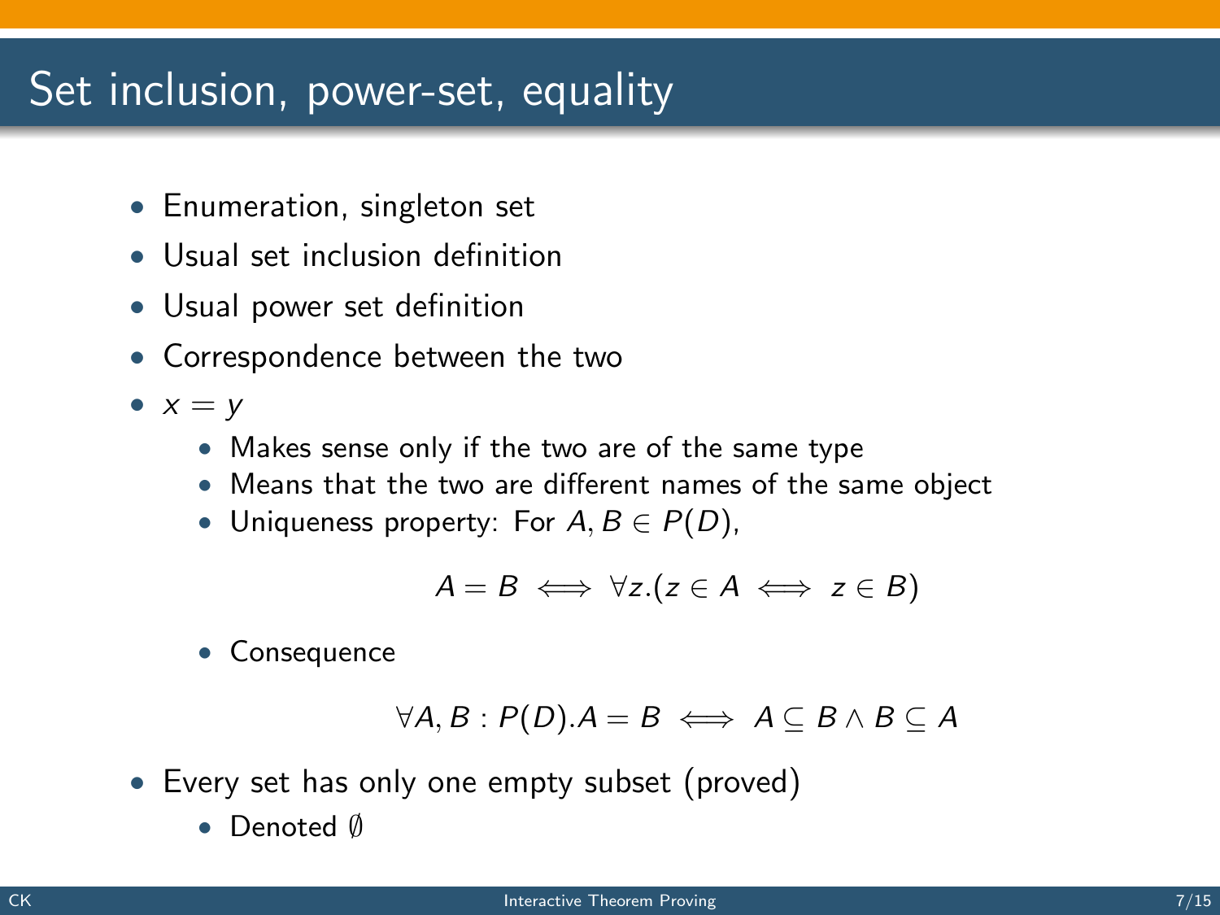# Set inclusion, power-set, equality

- Enumeration, singleton set
- Usual set inclusion definition
- Usual power set definition
- Correspondence between the two
- $x = y$
  - Makes sense only if the two are of the same type
  - Means that the two are different names of the same object
  - Uniqueness property: For $A, B \in P(D)$,

    $$A = B \iff \forall z.(z \in A \iff z \in B)$$

  - Consequence

    $$\forall A, B : P(D).A = B \iff A \subseteq B \wedge B \subseteq A$$

- Every set has only one empty subset (proved)
  - Denoted $\emptyset$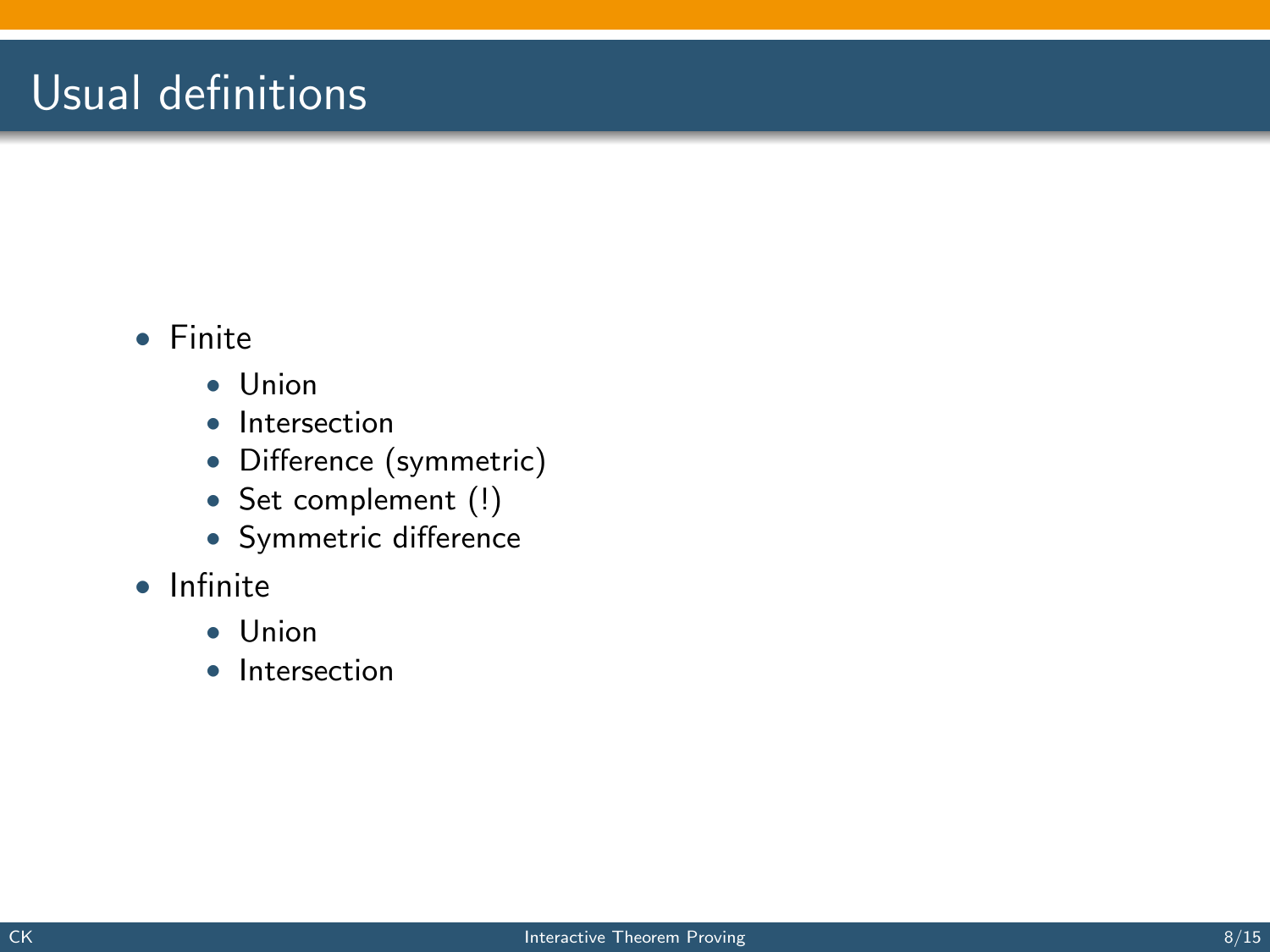# Usual definitions

- Finite
  - Union
  - Intersection
  - Difference (symmetric)
  - Set complement (!)
  - Symmetric difference
- Infinite
  - Union
  - Intersection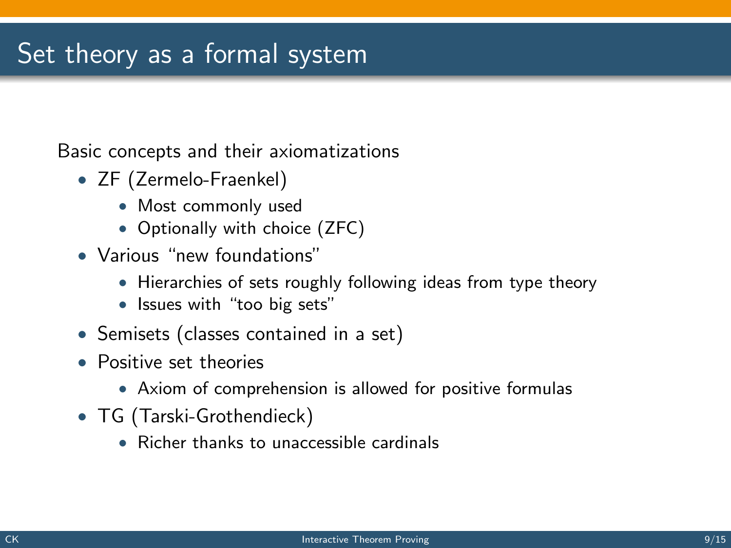# Set theory as a formal system

Basic concepts and their axiomatizations

- ZF (Zermelo-Fraenkel)
  - Most commonly used
  - Optionally with choice (ZFC)
- Various “new foundations”
  - Hierarchies of sets roughly following ideas from type theory
  - Issues with “too big sets”
- Semisets (classes contained in a set)
- Positive set theories
  - Axiom of comprehension is allowed for positive formulas
- TG (Tarski-Grothendieck)
  - Richer thanks to unaccessible cardinals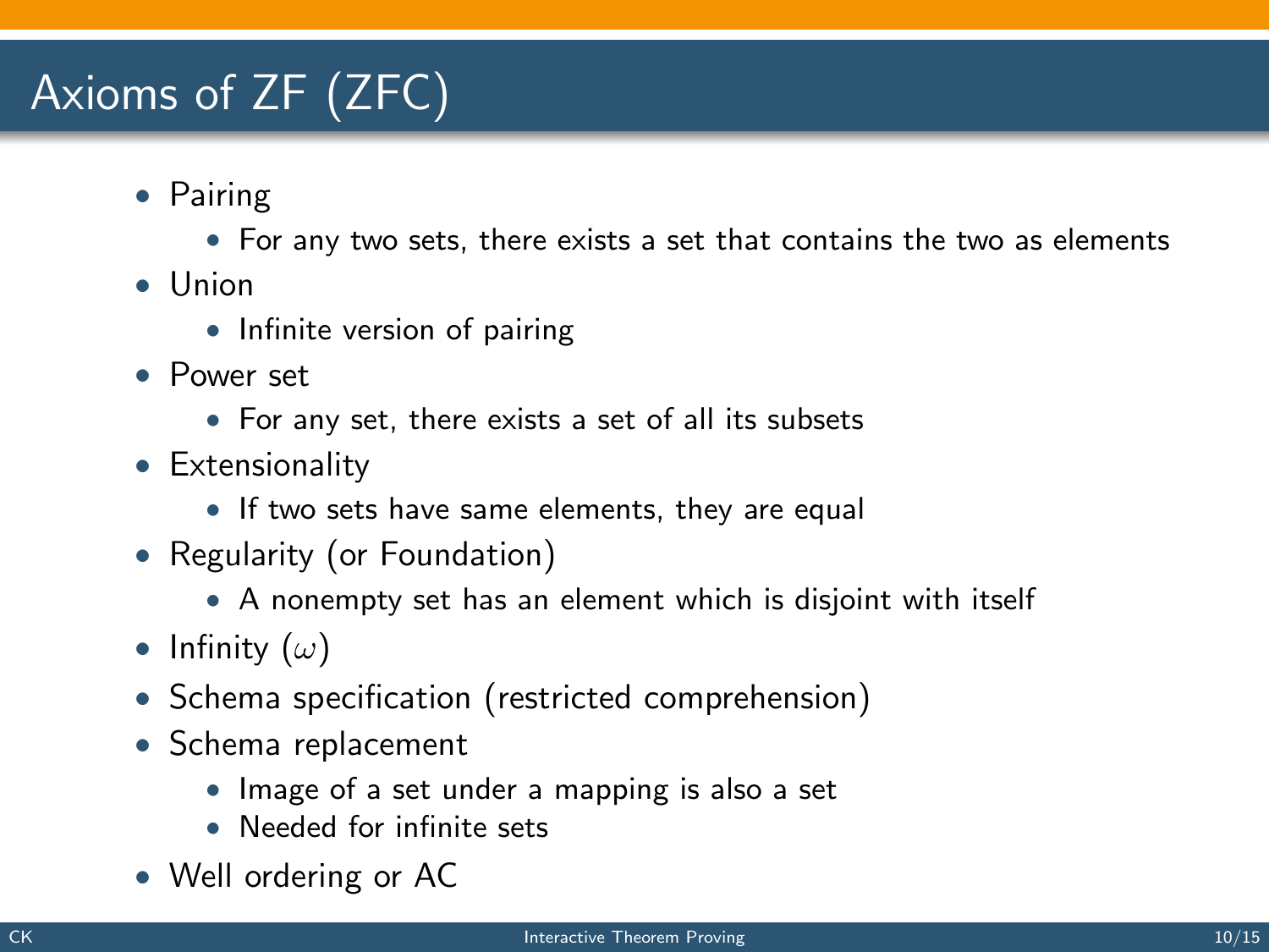# Axioms of ZF (ZFC)

- Pairing
  - For any two sets, there exists a set that contains the two as elements
- Union
  - Infinite version of pairing
- Power set
  - For any set, there exists a set of all its subsets
- Extensionality
  - If two sets have same elements, they are equal
- Regularity (or Foundation)
  - A nonempty set has an element which is disjoint with itself
- Infinity ($\omega$)
- Schema specification (restricted comprehension)
- Schema replacement
  - Image of a set under a mapping is also a set
  - Needed for infinite sets
- Well ordering or AC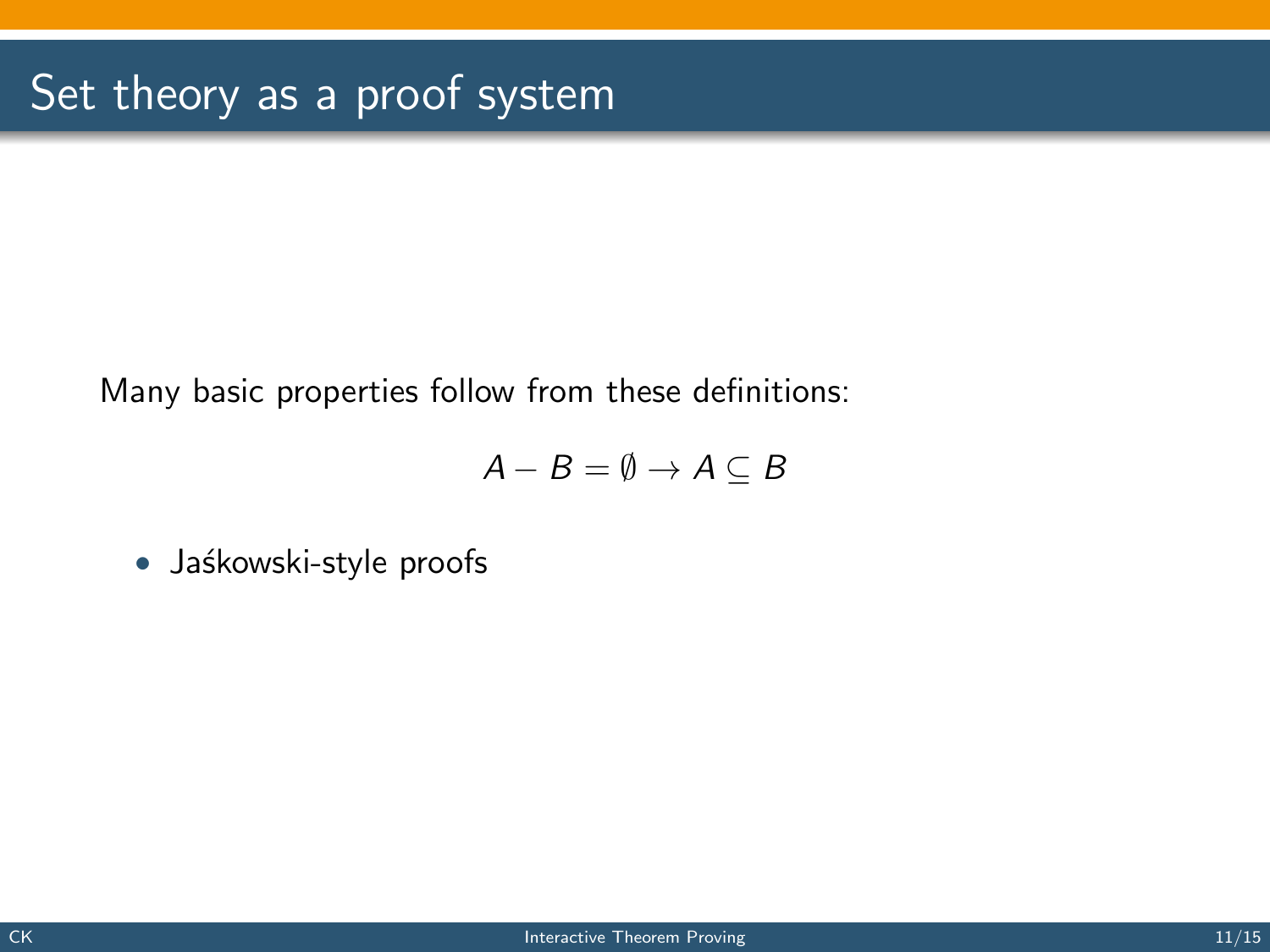# Set theory as a proof system

Many basic properties follow from these definitions:

$$A - B = \emptyset \rightarrow A \subseteq B$$

- Jaśkowski-style proofs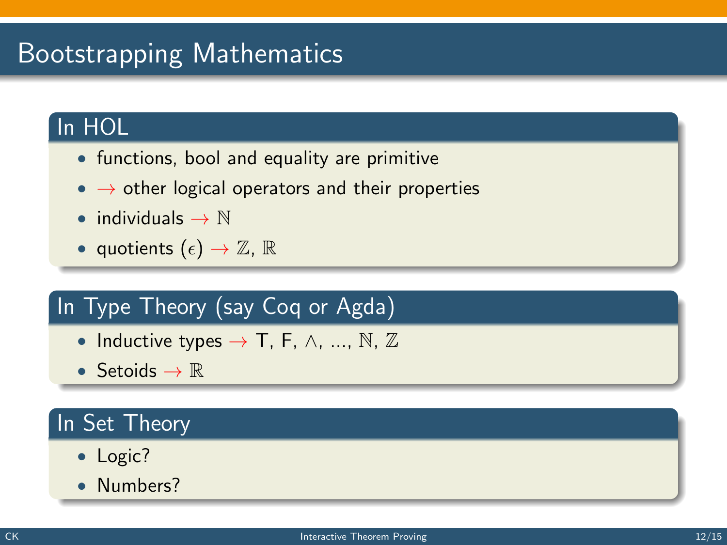# Bootstrapping Mathematics

## In HOL

- functions, bool and equality are primitive
- $\rightarrow$ other logical operators and their properties
- individuals $\rightarrow \mathbb{N}$
- quotients ($\epsilon$) $\rightarrow \mathbb{Z}$, $\mathbb{R}$

## In Type Theory (say Coq or Agda)

- Inductive types $\rightarrow$ T, F, $\wedge$, ..., $\mathbb{N}$, $\mathbb{Z}$
- Setoids $\rightarrow \mathbb{R}$

## In Set Theory

- Logic?
- Numbers?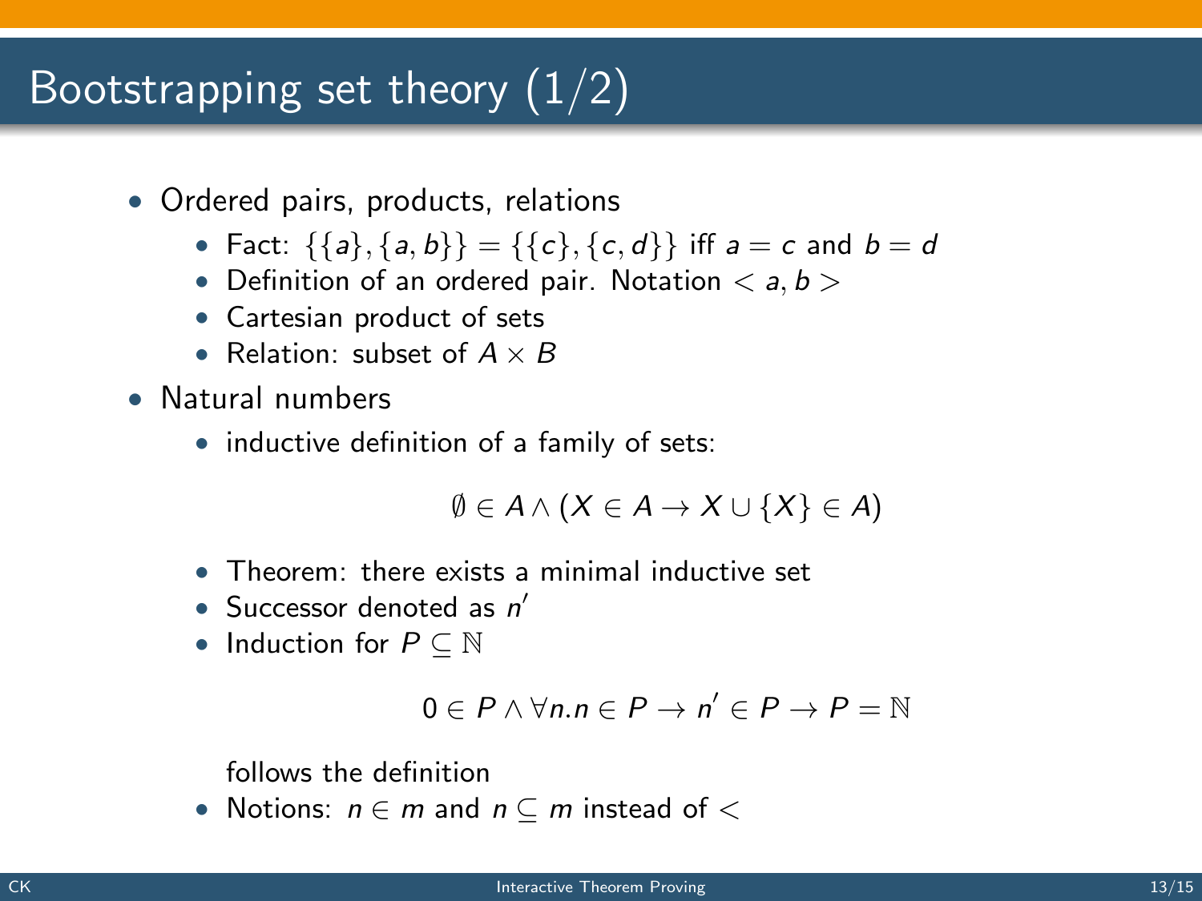# Bootstrapping set theory (1/2)

- Ordered pairs, products, relations
  - Fact: $\{\{a\}, \{a, b\}\} = \{\{c\}, \{c, d\}\}$ iff $a = c$ and $b = d$
  - Definition of an ordered pair. Notation $< a, b >$
  - Cartesian product of sets
  - Relation: subset of $A \times B$
- Natural numbers
  - inductive definition of a family of sets:

    $$\emptyset \in A \wedge (X \in A \rightarrow X \cup \{X\} \in A)$$

  - Theorem: there exists a minimal inductive set
  - Successor denoted as $n'$
  - Induction for $P \subseteq \mathbb{N}$

    $$0 \in P \wedge \forall n. n \in P \rightarrow n' \in P \rightarrow P = \mathbb{N}$$

    follows the definition
  - Notions: $n \in m$ and $n \subseteq m$ instead of $<$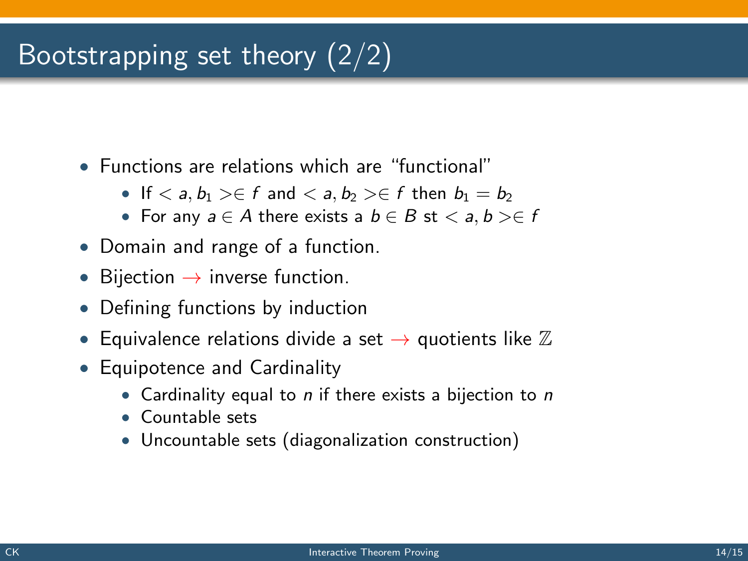# Bootstrapping set theory (2/2)

- Functions are relations which are "functional"
  - If $< a, b_1 > \in f$ and $< a, b_2 > \in f$ then $b_1 = b_2$
  - For any $a \in A$ there exists a $b \in B$ st $< a, b > \in f$
- Domain and range of a function.
- Bijection $\rightarrow$ inverse function.
- Defining functions by induction
- Equivalence relations divide a set $\rightarrow$ quotients like $\mathbb{Z}$
- Equipotence and Cardinality
  - Cardinality equal to $n$ if there exists a bijection to $n$
  - Countable sets
  - Uncountable sets (diagonalization construction)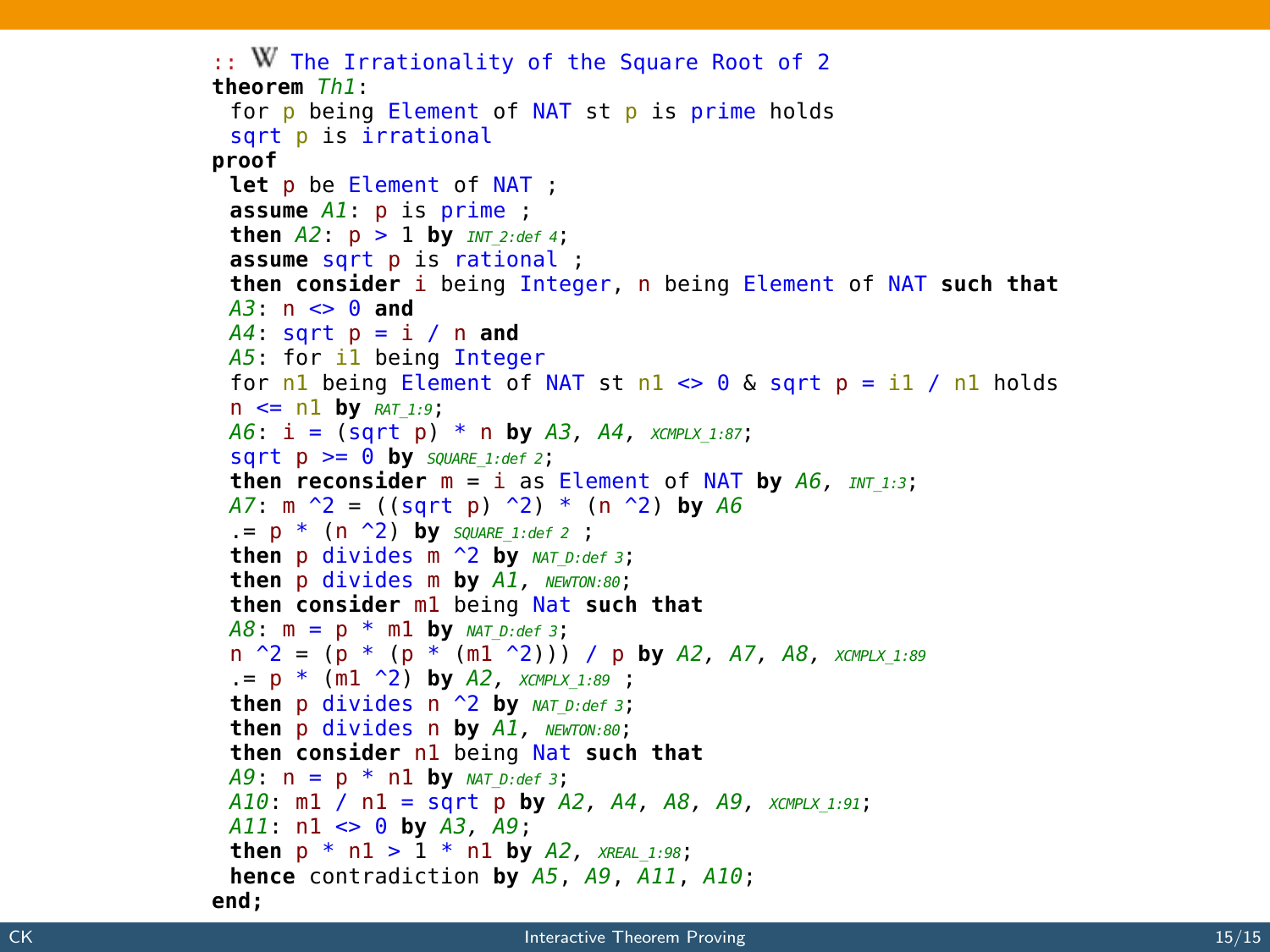```
:: W The Irrationality of the Square Root of 2
theorem Th1:
 for p being Element of NAT st p is prime holds
 sqrt p is irrational
proof
 let p be Element of NAT ;
 assume A1: p is prime ;
 then A2: p > 1 by INT_2:def 4;
 assume sqrt p is rational ;
 then consider i being Integer, n being Element of NAT such that
 A3: n <> 0 and
 A4: sqrt p = i / n and
 A5: for i1 being Integer
 for n1 being Element of NAT st n1 <> 0 & sqrt p = i1 / n1 holds
 n <= n1 by RAT_1:9;
 A6: i = (sqrt p) * n by A3, A4, XCMPLX_1:87;
 sqrt p >= 0 by SQUARE_1:def 2;
 then reconsider m = i as Element of NAT by A6, INT_1:3;
 A7: m ^2 = ((sqrt p) ^2) * (n ^2) by A6
 .= p * (n ^2) by SQUARE_1:def 2 ;
 then p divides m ^2 by NAT_D:def 3;
 then p divides m by A1, NEWTON:80;
 then consider m1 being Nat such that
 A8: m = p * m1 by NAT_D:def 3;
 n ^2 = (p * (p * (m1 ^2))) / p by A2, A7, A8, XCMPLX_1:89
 .= p * (m1 ^2) by A2, XCMPLX_1:89 ;
 then p divides n ^2 by NAT_D:def 3;
 then p divides n by A1, NEWTON:80;
 then consider n1 being Nat such that
 A9: n = p * n1 by NAT_D:def 3;
 A10: m1 / n1 = sqrt p by A2, A4, A8, A9, XCMPLX_1:91;
 A11: n1 <> 0 by A3, A9;
 then p * n1 > 1 * n1 by A2, XREAL_1:98;
 hence contradiction by A5, A9, A11, A10;
end;
```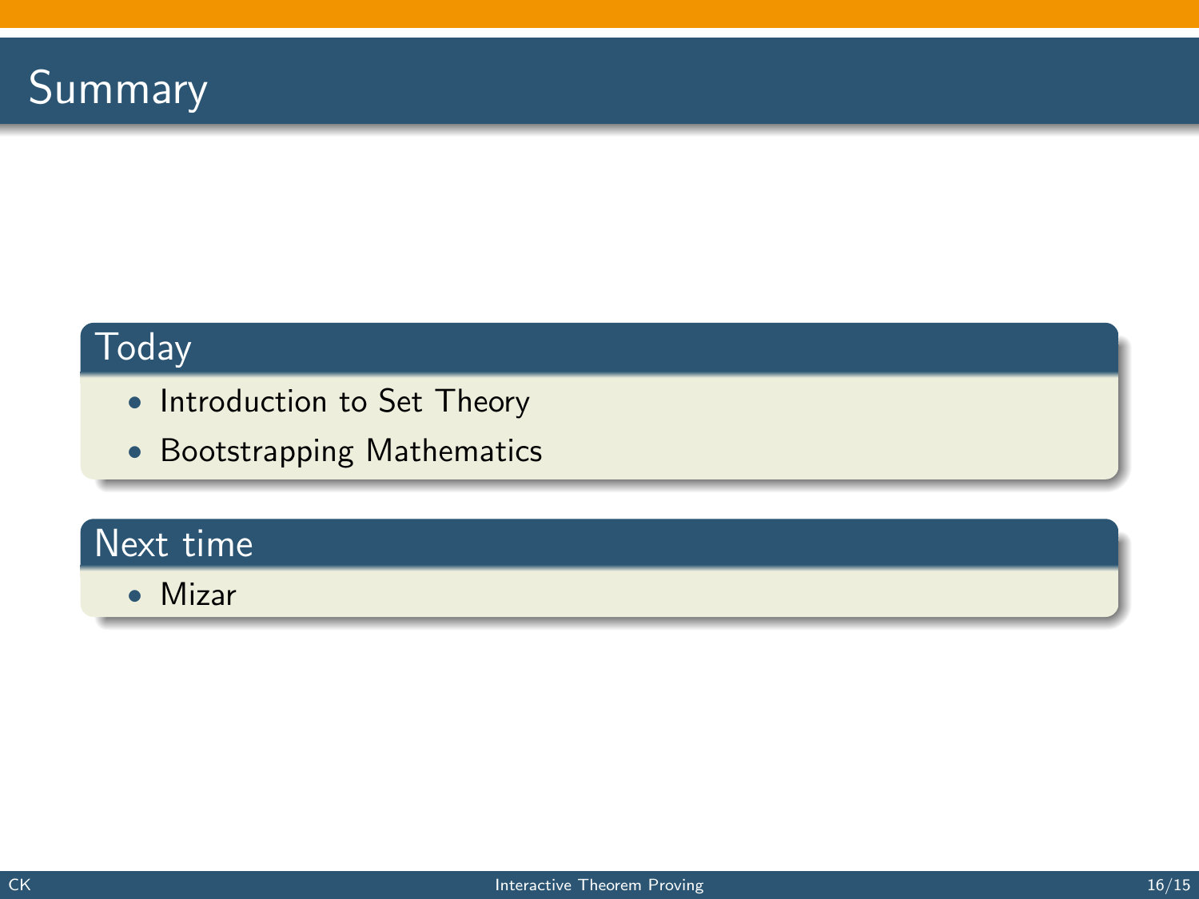# Summary

## Today

- Introduction to Set Theory
- Bootstrapping Mathematics

## Next time

- Mizar